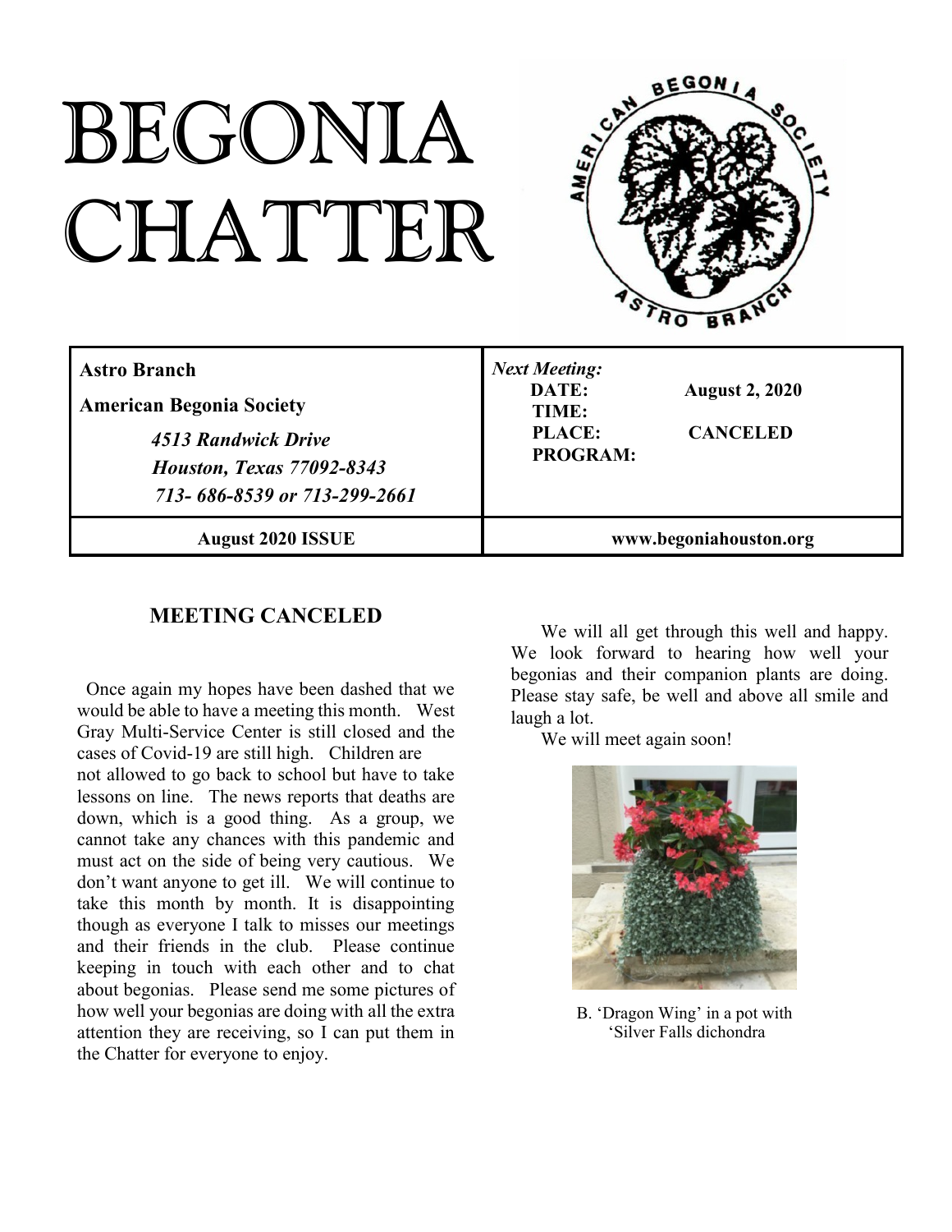# BEGONIA CHATTER

| **Astro Branch**<br>**American Begonia Society**<br>*4513 Randwick Drive*<br>*Houston, Texas 77092-8343*<br>*713- 686-8539 or 713-299-2661* | ***Next Meeting:***<br>**DATE:** **August 2, 2020**<br>**TIME:**<br>**PLACE:** **CANCELED**<br>**PROGRAM:** |
|---|---|
| **August 2020 ISSUE** | **www.begoniahouston.org** |

## MEETING CANCELED

Once again my hopes have been dashed that we would be able to have a meeting this month. West Gray Multi-Service Center is still closed and the cases of Covid-19 are still high. Children are not allowed to go back to school but have to take lessons on line. The news reports that deaths are down, which is a good thing. As a group, we cannot take any chances with this pandemic and must act on the side of being very cautious. We don't want anyone to get ill. We will continue to take this month by month. It is disappointing though as everyone I talk to misses our meetings and their friends in the club. Please continue keeping in touch with each other and to chat about begonias. Please send me some pictures of how well your begonias are doing with all the extra attention they are receiving, so I can put them in the Chatter for everyone to enjoy.

We will all get through this well and happy. We look forward to hearing how well your begonias and their companion plants are doing. Please stay safe, be well and above all smile and laugh a lot.

We will meet again soon!

B. 'Dragon Wing' in a pot with 'Silver Falls dichondra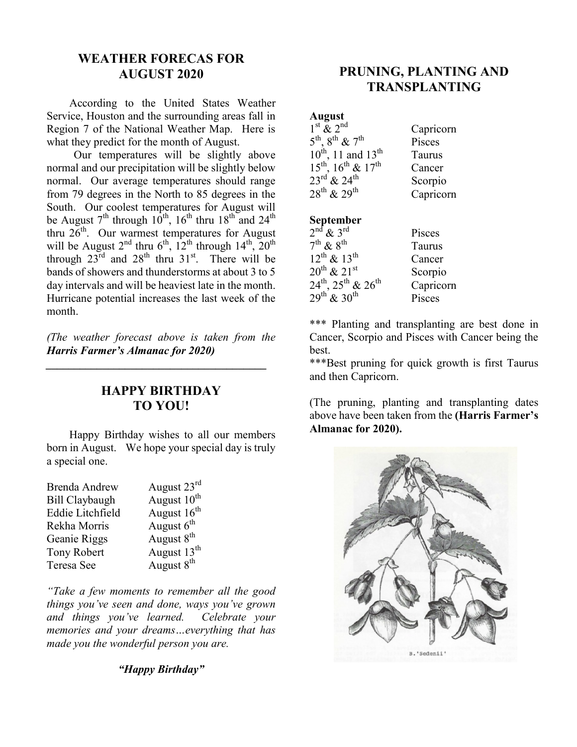## WEATHER FORECAS FOR AUGUST 2020

According to the United States Weather Service, Houston and the surrounding areas fall in Region 7 of the National Weather Map. Here is what they predict for the month of August.

Our temperatures will be slightly above normal and our precipitation will be slightly below normal. Our average temperatures should range from 79 degrees in the North to 85 degrees in the South. Our coolest temperatures for August will be August 7th through 10th, 16th thru 18th and 24th thru 26th. Our warmest temperatures for August will be August 2nd thru 6th, 12th through 14th, 20th through 23rd and 28th thru 31st. There will be bands of showers and thunderstorms at about 3 to 5 day intervals and will be heaviest late in the month. Hurricane potential increases the last week of the month.

*(The weather forecast above is taken from the* ***Harris Farmer's Almanac for 2020****)*

---

## HAPPY BIRTHDAY TO YOU!

Happy Birthday wishes to all our members born in August. We hope your special day is truly a special one.

| | |
|---|---|
| Brenda Andrew | August 23rd |
| Bill Claybaugh | August 10th |
| Eddie Litchfield | August 16th |
| Rekha Morris | August 6th |
| Geanie Riggs | August 8th |
| Tony Robert | August 13th |
| Teresa See | August 8th |

*"Take a few moments to remember all the good things you've seen and done, ways you've grown and things you've learned. Celebrate your memories and your dreams…everything that has made you the wonderful person you are.*

***"Happy Birthday"***

## PRUNING, PLANTING AND TRANSPLANTING

**August**

| | |
|---|---|
| 1st & 2nd | Capricorn |
| 5th, 8th & 7th | Pisces |
| 10th, 11 and 13th | Taurus |
| 15th, 16th & 17th | Cancer |
| 23rd & 24th | Scorpio |
| 28th & 29th | Capricorn |

**September**

| | |
|---|---|
| 2nd & 3rd | Pisces |
| 7th & 8th | Taurus |
| 12th & 13th | Cancer |
| 20th & 21st | Scorpio |
| 24th, 25th & 26th | Capricorn |
| 29th & 30th | Pisces |

*** Planting and transplanting are best done in Cancer, Scorpio and Pisces with Cancer being the best.

***Best pruning for quick growth is first Taurus and then Capricorn.

(The pruning, planting and transplanting dates above have been taken from the **(Harris Farmer's Almanac for 2020).**

B.'Sedenii'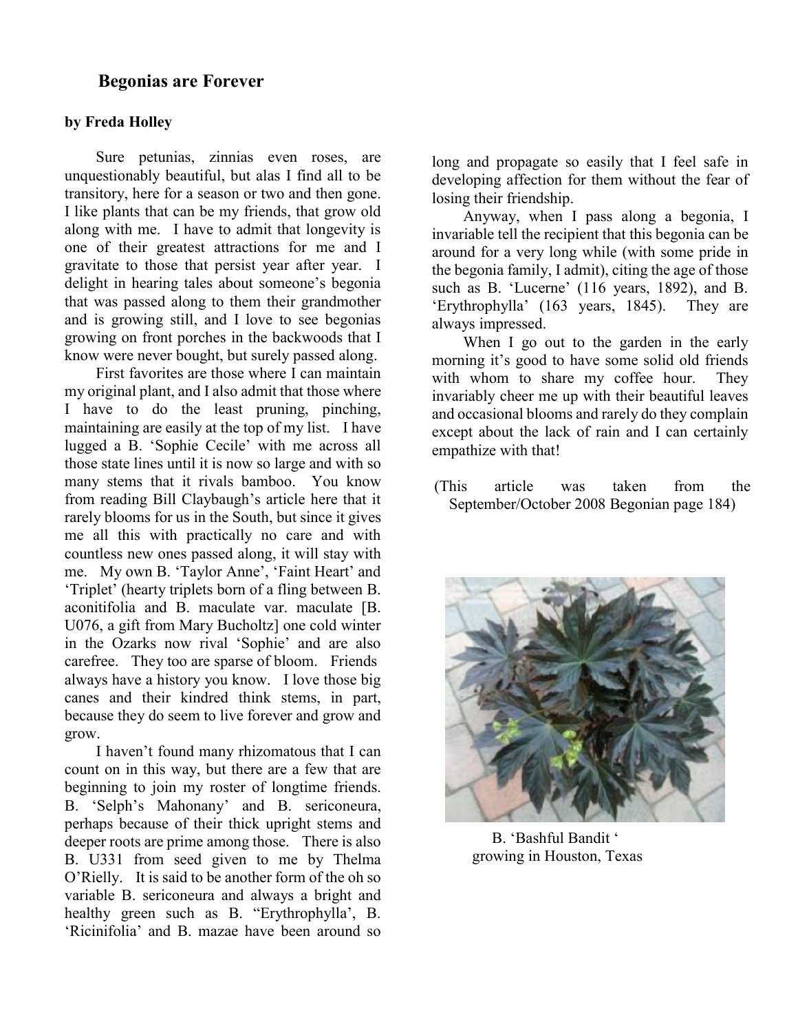## Begonias are Forever

**by Freda Holley**

Sure petunias, zinnias even roses, are unquestionably beautiful, but alas I find all to be transitory, here for a season or two and then gone. I like plants that can be my friends, that grow old along with me. I have to admit that longevity is one of their greatest attractions for me and I gravitate to those that persist year after year. I delight in hearing tales about someone's begonia that was passed along to them their grandmother and is growing still, and I love to see begonias growing on front porches in the backwoods that I know were never bought, but surely passed along.

First favorites are those where I can maintain my original plant, and I also admit that those where I have to do the least pruning, pinching, maintaining are easily at the top of my list. I have lugged a B. 'Sophie Cecile' with me across all those state lines until it is now so large and with so many stems that it rivals bamboo. You know from reading Bill Claybaugh's article here that it rarely blooms for us in the South, but since it gives me all this with practically no care and with countless new ones passed along, it will stay with me. My own B. 'Taylor Anne', 'Faint Heart' and 'Triplet' (hearty triplets born of a fling between B. aconitifolia and B. maculate var. maculate [B. U076, a gift from Mary Bucholtz] one cold winter in the Ozarks now rival 'Sophie' and are also carefree. They too are sparse of bloom. Friends always have a history you know. I love those big canes and their kindred think stems, in part, because they do seem to live forever and grow and grow.

I haven't found many rhizomatous that I can count on in this way, but there are a few that are beginning to join my roster of longtime friends. B. 'Selph's Mahonany' and B. sericoneura, perhaps because of their thick upright stems and deeper roots are prime among those. There is also B. U331 from seed given to me by Thelma O'Rielly. It is said to be another form of the oh so variable B. sericoneura and always a bright and healthy green such as B. "Erythrophylla', B. 'Ricinifolia' and B. mazae have been around so long and propagate so easily that I feel safe in developing affection for them without the fear of losing their friendship.

Anyway, when I pass along a begonia, I invariable tell the recipient that this begonia can be around for a very long while (with some pride in the begonia family, I admit), citing the age of those such as B. 'Lucerne' (116 years, 1892), and B. 'Erythrophylla' (163 years, 1845). They are always impressed.

When I go out to the garden in the early morning it's good to have some solid old friends with whom to share my coffee hour. They invariably cheer me up with their beautiful leaves and occasional blooms and rarely do they complain except about the lack of rain and I can certainly empathize with that!

(This article was taken from the September/October 2008 Begonian page 184)

B. 'Bashful Bandit ' growing in Houston, Texas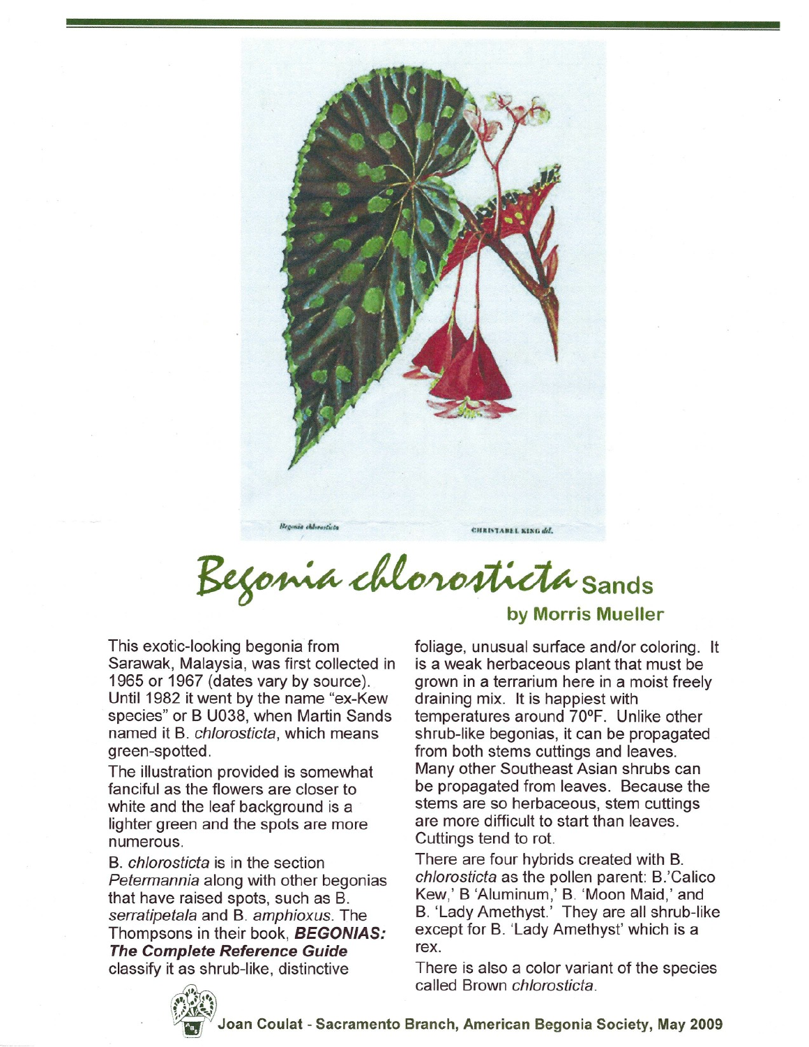# *Begonia chlorosticta* Sands

**by Morris Mueller**

This exotic-looking begonia from Sarawak, Malaysia, was first collected in 1965 or 1967 (dates vary by source). Until 1982 it went by the name "ex-Kew species" or B U038, when Martin Sands named it B. *chlorosticta*, which means green-spotted.

The illustration provided is somewhat fanciful as the flowers are closer to white and the leaf background is a lighter green and the spots are more numerous.

B. *chlorosticta* is in the section *Petermannia* along with other begonias that have raised spots, such as B. *serratipetala* and B. *amphioxus*. The Thompsons in their book, ***BEGONIAS: The Complete Reference Guide*** classify it as shrub-like, distinctive foliage, unusual surface and/or coloring. It is a weak herbaceous plant that must be grown in a terrarium here in a moist freely draining mix. It is happiest with temperatures around 70ºF. Unlike other shrub-like begonias, it can be propagated from both stems cuttings and leaves. Many other Southeast Asian shrubs can be propagated from leaves. Because the stems are so herbaceous, stem cuttings are more difficult to start than leaves. Cuttings tend to rot.

There are four hybrids created with B. *chlorosticta* as the pollen parent: B.'Calico Kew,' B 'Aluminum,' B. 'Moon Maid,' and B. 'Lady Amethyst.' They are all shrub-like except for B. 'Lady Amethyst' which is a rex.

There is also a color variant of the species called Brown *chlorosticta*.

**Joan Coulat - Sacramento Branch, American Begonia Society, May 2009**